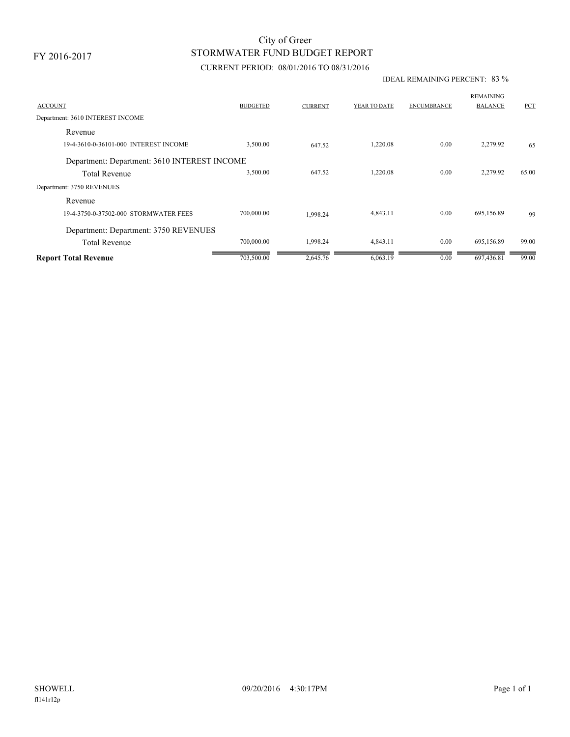FY 2016-2017

# City of Greer
## STORMWATER FUND BUDGET REPORT

CURRENT PERIOD: 08/01/2016 TO 08/31/2016

IDEAL REMAINING PERCENT: 83 %

| ACCOUNT | BUDGETED | CURRENT | YEAR TO DATE | ENCUMBRANCE | REMAINING BALANCE | PCT |
|---|---|---|---|---|---|---|
| Department: 3610 INTEREST INCOME | | | | | | |
| Revenue | | | | | | |
| 19-4-3610-0-36101-000 INTEREST INCOME | 3,500.00 | 647.52 | 1,220.08 | 0.00 | 2,279.92 | 65 |
| Department: Department: 3610 INTEREST INCOME | | | | | | |
| Total Revenue | 3,500.00 | 647.52 | 1,220.08 | 0.00 | 2,279.92 | 65.00 |
| Department: 3750 REVENUES | | | | | | |
| Revenue | | | | | | |
| 19-4-3750-0-37502-000 STORMWATER FEES | 700,000.00 | 1,998.24 | 4,843.11 | 0.00 | 695,156.89 | 99 |
| Department: Department: 3750 REVENUES | | | | | | |
| Total Revenue | 700,000.00 | 1,998.24 | 4,843.11 | 0.00 | 695,156.89 | 99.00 |
| **Report Total Revenue** | 703,500.00 | 2,645.76 | 6,063.19 | 0.00 | 697,436.81 | 99.00 |

SHOWELL 09/20/2016 4:30:17PM

fl141r12p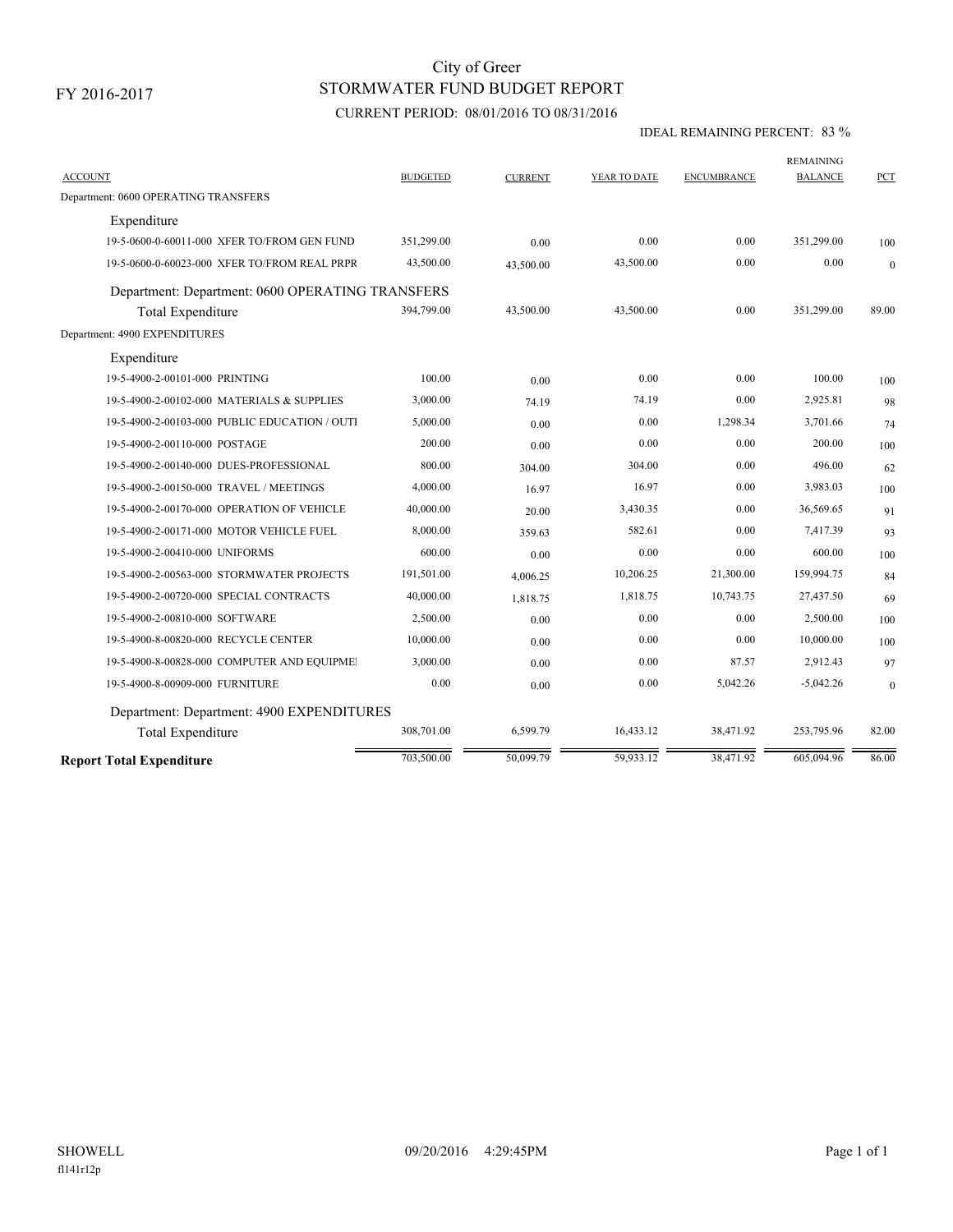FY 2016-2017

# City of Greer
## STORMWATER FUND BUDGET REPORT
### CURRENT PERIOD: 08/01/2016 TO 08/31/2016

IDEAL REMAINING PERCENT: 83 %

| ACCOUNT | BUDGETED | CURRENT | YEAR TO DATE | ENCUMBRANCE | REMAINING BALANCE | PCT |
|---|---|---|---|---|---|---|
| Department: 0600 OPERATING TRANSFERS | | | | | | |
| Expenditure | | | | | | |
| 19-5-0600-0-60011-000 XFER TO/FROM GEN FUND | 351,299.00 | 0.00 | 0.00 | 0.00 | 351,299.00 | 100 |
| 19-5-0600-0-60023-000 XFER TO/FROM REAL PRPR | 43,500.00 | 43,500.00 | 43,500.00 | 0.00 | 0.00 | 0 |
| Department: Department: 0600 OPERATING TRANSFERS | | | | | | |
| Total Expenditure | 394,799.00 | 43,500.00 | 43,500.00 | 0.00 | 351,299.00 | 89.00 |
| Department: 4900 EXPENDITURES | | | | | | |
| Expenditure | | | | | | |
| 19-5-4900-2-00101-000 PRINTING | 100.00 | 0.00 | 0.00 | 0.00 | 100.00 | 100 |
| 19-5-4900-2-00102-000 MATERIALS & SUPPLIES | 3,000.00 | 74.19 | 74.19 | 0.00 | 2,925.81 | 98 |
| 19-5-4900-2-00103-000 PUBLIC EDUCATION / OUTI | 5,000.00 | 0.00 | 0.00 | 1,298.34 | 3,701.66 | 74 |
| 19-5-4900-2-00110-000 POSTAGE | 200.00 | 0.00 | 0.00 | 0.00 | 200.00 | 100 |
| 19-5-4900-2-00140-000 DUES-PROFESSIONAL | 800.00 | 304.00 | 304.00 | 0.00 | 496.00 | 62 |
| 19-5-4900-2-00150-000 TRAVEL / MEETINGS | 4,000.00 | 16.97 | 16.97 | 0.00 | 3,983.03 | 100 |
| 19-5-4900-2-00170-000 OPERATION OF VEHICLE | 40,000.00 | 20.00 | 3,430.35 | 0.00 | 36,569.65 | 91 |
| 19-5-4900-2-00171-000 MOTOR VEHICLE FUEL | 8,000.00 | 359.63 | 582.61 | 0.00 | 7,417.39 | 93 |
| 19-5-4900-2-00410-000 UNIFORMS | 600.00 | 0.00 | 0.00 | 0.00 | 600.00 | 100 |
| 19-5-4900-2-00563-000 STORMWATER PROJECTS | 191,501.00 | 4,006.25 | 10,206.25 | 21,300.00 | 159,994.75 | 84 |
| 19-5-4900-2-00720-000 SPECIAL CONTRACTS | 40,000.00 | 1,818.75 | 1,818.75 | 10,743.75 | 27,437.50 | 69 |
| 19-5-4900-2-00810-000 SOFTWARE | 2,500.00 | 0.00 | 0.00 | 0.00 | 2,500.00 | 100 |
| 19-5-4900-8-00820-000 RECYCLE CENTER | 10,000.00 | 0.00 | 0.00 | 0.00 | 10,000.00 | 100 |
| 19-5-4900-8-00828-000 COMPUTER AND EQUIPMEI | 3,000.00 | 0.00 | 0.00 | 87.57 | 2,912.43 | 97 |
| 19-5-4900-8-00909-000 FURNITURE | 0.00 | 0.00 | 0.00 | 5,042.26 | -5,042.26 | 0 |
| Department: Department: 4900 EXPENDITURES | | | | | | |
| Total Expenditure | 308,701.00 | 6,599.79 | 16,433.12 | 38,471.92 | 253,795.96 | 82.00 |
| **Report Total Expenditure** | 703,500.00 | 50,099.79 | 59,933.12 | 38,471.92 | 605,094.96 | 86.00 |

SHOWELL 09/20/2016 4:29:45PM

fl141r12p